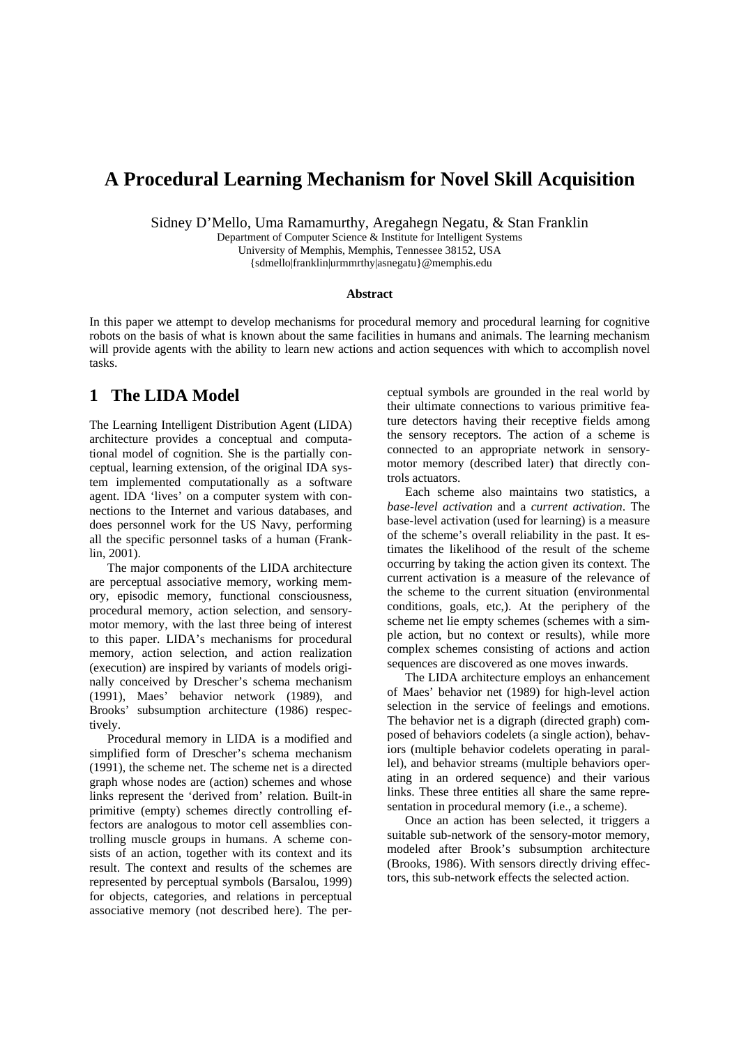# A Procedural Learning Mechanism for Novel Skill Acquisition

Sidney D'Mello, Uma Ramamurthy, Aregahegn Negatu, & Stan Franklin

Department of Computer Science & Institute for Intelligent Systems
University of Memphis, Memphis, Tennessee 38152, USA
{sdmello|franklin|urmmrthy|asnegatu}@memphis.edu

**Abstract**

In this paper we attempt to develop mechanisms for procedural memory and procedural learning for cognitive robots on the basis of what is known about the same facilities in humans and animals. The learning mechanism will provide agents with the ability to learn new actions and action sequences with which to accomplish novel tasks.

## 1 The LIDA Model

The Learning Intelligent Distribution Agent (LIDA) architecture provides a conceptual and computational model of cognition. She is the partially conceptual, learning extension, of the original IDA system implemented computationally as a software agent. IDA 'lives' on a computer system with connections to the Internet and various databases, and does personnel work for the US Navy, performing all the specific personnel tasks of a human (Franklin, 2001).

The major components of the LIDA architecture are perceptual associative memory, working memory, episodic memory, functional consciousness, procedural memory, action selection, and sensory-motor memory, with the last three being of interest to this paper. LIDA's mechanisms for procedural memory, action selection, and action realization (execution) are inspired by variants of models originally conceived by Drescher's schema mechanism (1991), Maes' behavior network (1989), and Brooks' subsumption architecture (1986) respectively.

Procedural memory in LIDA is a modified and simplified form of Drescher's schema mechanism (1991), the scheme net. The scheme net is a directed graph whose nodes are (action) schemes and whose links represent the 'derived from' relation. Built-in primitive (empty) schemes directly controlling effectors are analogous to motor cell assemblies controlling muscle groups in humans. A scheme consists of an action, together with its context and its result. The context and results of the schemes are represented by perceptual symbols (Barsalou, 1999) for objects, categories, and relations in perceptual associative memory (not described here). The perceptual symbols are grounded in the real world by their ultimate connections to various primitive feature detectors having their receptive fields among the sensory receptors. The action of a scheme is connected to an appropriate network in sensory-motor memory (described later) that directly controls actuators.

Each scheme also maintains two statistics, a *base-level activation* and a *current activation*. The base-level activation (used for learning) is a measure of the scheme's overall reliability in the past. It estimates the likelihood of the result of the scheme occurring by taking the action given its context. The current activation is a measure of the relevance of the scheme to the current situation (environmental conditions, goals, etc,). At the periphery of the scheme net lie empty schemes (schemes with a simple action, but no context or results), while more complex schemes consisting of actions and action sequences are discovered as one moves inwards.

The LIDA architecture employs an enhancement of Maes' behavior net (1989) for high-level action selection in the service of feelings and emotions. The behavior net is a digraph (directed graph) composed of behaviors codelets (a single action), behaviors (multiple behavior codelets operating in parallel), and behavior streams (multiple behaviors operating in an ordered sequence) and their various links. These three entities all share the same representation in procedural memory (i.e., a scheme).

Once an action has been selected, it triggers a suitable sub-network of the sensory-motor memory, modeled after Brook's subsumption architecture (Brooks, 1986). With sensors directly driving effectors, this sub-network effects the selected action.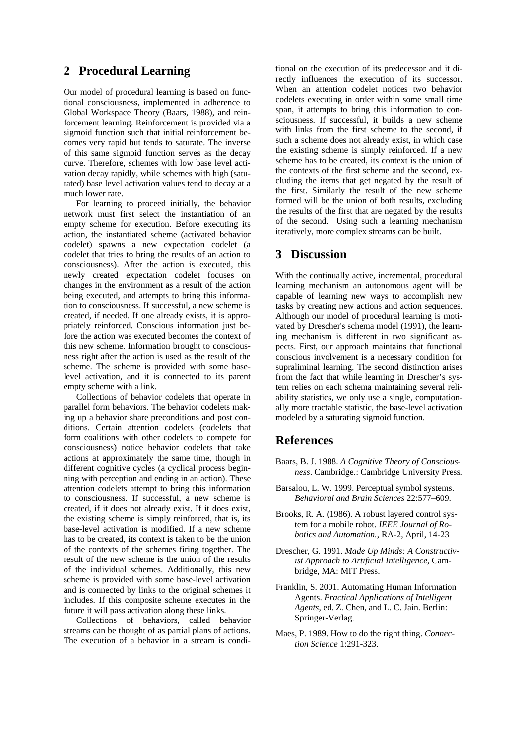## 2 Procedural Learning

Our model of procedural learning is based on functional consciousness, implemented in adherence to Global Workspace Theory (Baars, 1988), and reinforcement learning. Reinforcement is provided via a sigmoid function such that initial reinforcement becomes very rapid but tends to saturate. The inverse of this same sigmoid function serves as the decay curve. Therefore, schemes with low base level activation decay rapidly, while schemes with high (saturated) base level activation values tend to decay at a much lower rate.

For learning to proceed initially, the behavior network must first select the instantiation of an empty scheme for execution. Before executing its action, the instantiated scheme (activated behavior codelet) spawns a new expectation codelet (a codelet that tries to bring the results of an action to consciousness). After the action is executed, this newly created expectation codelet focuses on changes in the environment as a result of the action being executed, and attempts to bring this information to consciousness. If successful, a new scheme is created, if needed. If one already exists, it is appropriately reinforced. Conscious information just before the action was executed becomes the context of this new scheme. Information brought to consciousness right after the action is used as the result of the scheme. The scheme is provided with some base-level activation, and it is connected to its parent empty scheme with a link.

Collections of behavior codelets that operate in parallel form behaviors. The behavior codelets making up a behavior share preconditions and post conditions. Certain attention codelets (codelets that form coalitions with other codelets to compete for consciousness) notice behavior codelets that take actions at approximately the same time, though in different cognitive cycles (a cyclical process beginning with perception and ending in an action). These attention codelets attempt to bring this information to consciousness. If successful, a new scheme is created, if it does not already exist. If it does exist, the existing scheme is simply reinforced, that is, its base-level activation is modified. If a new scheme has to be created, its context is taken to be the union of the contexts of the schemes firing together. The result of the new scheme is the union of the results of the individual schemes. Additionally, this new scheme is provided with some base-level activation and is connected by links to the original schemes it includes. If this composite scheme executes in the future it will pass activation along these links.

Collections of behaviors, called behavior streams can be thought of as partial plans of actions. The execution of a behavior in a stream is conditional on the execution of its predecessor and it directly influences the execution of its successor. When an attention codelet notices two behavior codelets executing in order within some small time span, it attempts to bring this information to consciousness. If successful, it builds a new scheme with links from the first scheme to the second, if such a scheme does not already exist, in which case the existing scheme is simply reinforced. If a new scheme has to be created, its context is the union of the contexts of the first scheme and the second, excluding the items that get negated by the result of the first. Similarly the result of the new scheme formed will be the union of both results, excluding the results of the first that are negated by the results of the second. Using such a learning mechanism iteratively, more complex streams can be built.

## 3 Discussion

With the continually active, incremental, procedural learning mechanism an autonomous agent will be capable of learning new ways to accomplish new tasks by creating new actions and action sequences. Although our model of procedural learning is motivated by Drescher's schema model (1991), the learning mechanism is different in two significant aspects. First, our approach maintains that functional conscious involvement is a necessary condition for supraliminal learning. The second distinction arises from the fact that while learning in Drescher's system relies on each schema maintaining several reliability statistics, we only use a single, computationally more tractable statistic, the base-level activation modeled by a saturating sigmoid function.

## References

Baars, B. J. 1988. *A Cognitive Theory of Consciousness*. Cambridge.: Cambridge University Press.

Barsalou, L. W. 1999. Perceptual symbol systems. *Behavioral and Brain Sciences* 22:577–609.

Brooks, R. A. (1986). A robust layered control system for a mobile robot. *IEEE Journal of Robotics and Automation.*, RA-2, April, 14-23

Drescher, G. 1991. *Made Up Minds: A Constructivist Approach to Artificial Intelligence*, Cambridge, MA: MIT Press.

Franklin, S. 2001. Automating Human Information Agents. *Practical Applications of Intelligent Agents*, ed. Z. Chen, and L. C. Jain. Berlin: Springer-Verlag.

Maes, P. 1989. How to do the right thing. *Connection Science* 1:291-323.